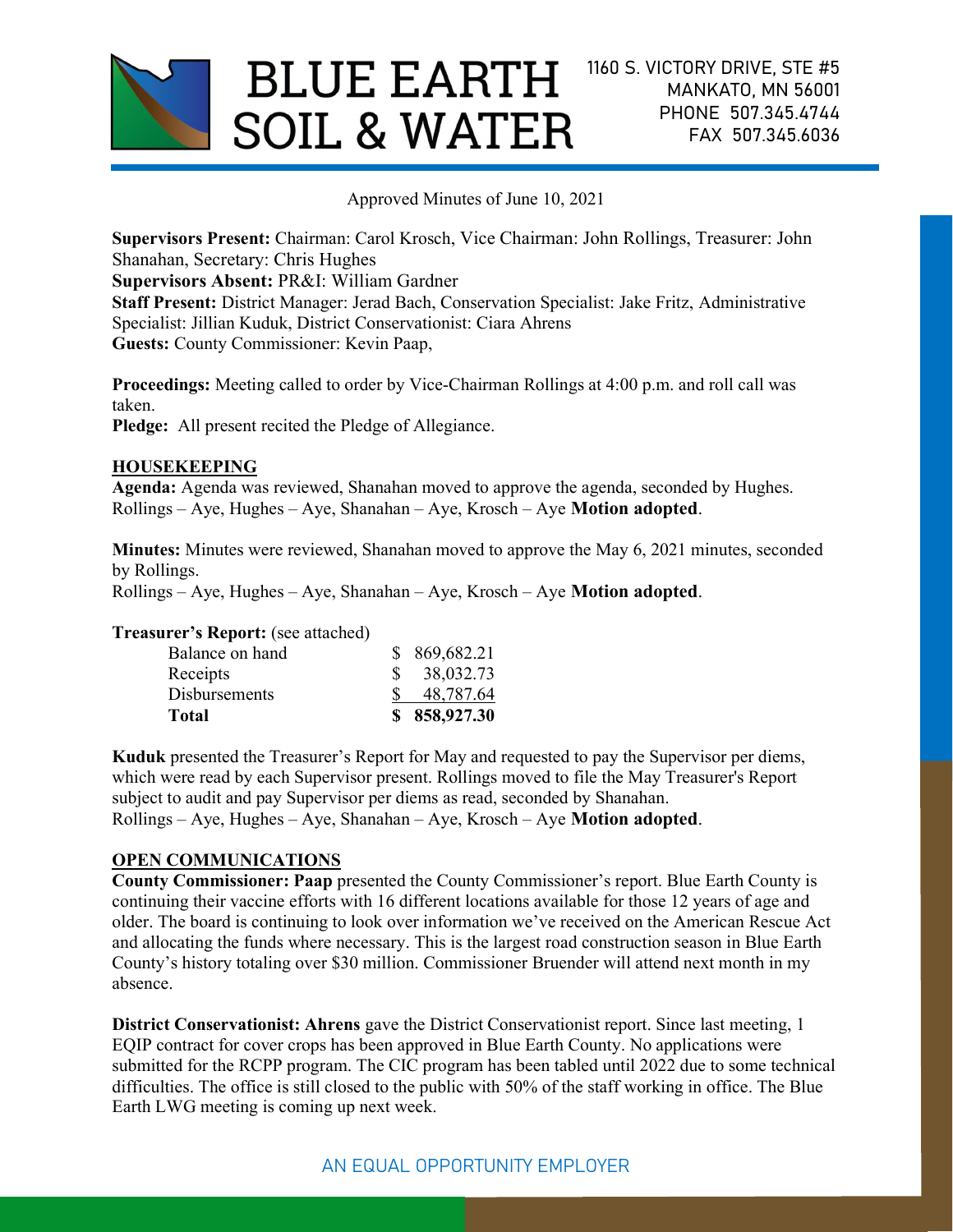BLUE EARTH SOIL & WATER

1160 S. VICTORY DRIVE, STE #5
MANKATO, MN 56001
PHONE 507.345.4744
FAX 507.345.6036

Approved Minutes of June 10, 2021

**Supervisors Present:** Chairman: Carol Krosch, Vice Chairman: John Rollings, Treasurer: John Shanahan, Secretary: Chris Hughes
**Supervisors Absent:** PR&I: William Gardner
**Staff Present:** District Manager: Jerad Bach, Conservation Specialist: Jake Fritz, Administrative Specialist: Jillian Kuduk, District Conservationist: Ciara Ahrens
**Guests:** County Commissioner: Kevin Paap,

**Proceedings:** Meeting called to order by Vice-Chairman Rollings at 4:00 p.m. and roll call was taken.
**Pledge:** All present recited the Pledge of Allegiance.

## HOUSEKEEPING

**Agenda:** Agenda was reviewed, Shanahan moved to approve the agenda, seconded by Hughes.
Rollings – Aye, Hughes – Aye, Shanahan – Aye, Krosch – Aye **Motion adopted**.

**Minutes:** Minutes were reviewed, Shanahan moved to approve the May 6, 2021 minutes, seconded by Rollings.
Rollings – Aye, Hughes – Aye, Shanahan – Aye, Krosch – Aye **Motion adopted**.

**Treasurer's Report:** (see attached)

| | |
|---|---|
| Balance on hand | $ 869,682.21 |
| Receipts | $ 38,032.73 |
| Disbursements | $ 48,787.64 |
| **Total** | **$ 858,927.30** |

**Kuduk** presented the Treasurer's Report for May and requested to pay the Supervisor per diems, which were read by each Supervisor present. Rollings moved to file the May Treasurer's Report subject to audit and pay Supervisor per diems as read, seconded by Shanahan.
Rollings – Aye, Hughes – Aye, Shanahan – Aye, Krosch – Aye **Motion adopted**.

## OPEN COMMUNICATIONS

**County Commissioner: Paap** presented the County Commissioner's report. Blue Earth County is continuing their vaccine efforts with 16 different locations available for those 12 years of age and older. The board is continuing to look over information we've received on the American Rescue Act and allocating the funds where necessary. This is the largest road construction season in Blue Earth County's history totaling over $30 million. Commissioner Bruender will attend next month in my absence.

**District Conservationist: Ahrens** gave the District Conservationist report. Since last meeting, 1 EQIP contract for cover crops has been approved in Blue Earth County. No applications were submitted for the RCPP program. The CIC program has been tabled until 2022 due to some technical difficulties. The office is still closed to the public with 50% of the staff working in office. The Blue Earth LWG meeting is coming up next week.

AN EQUAL OPPORTUNITY EMPLOYER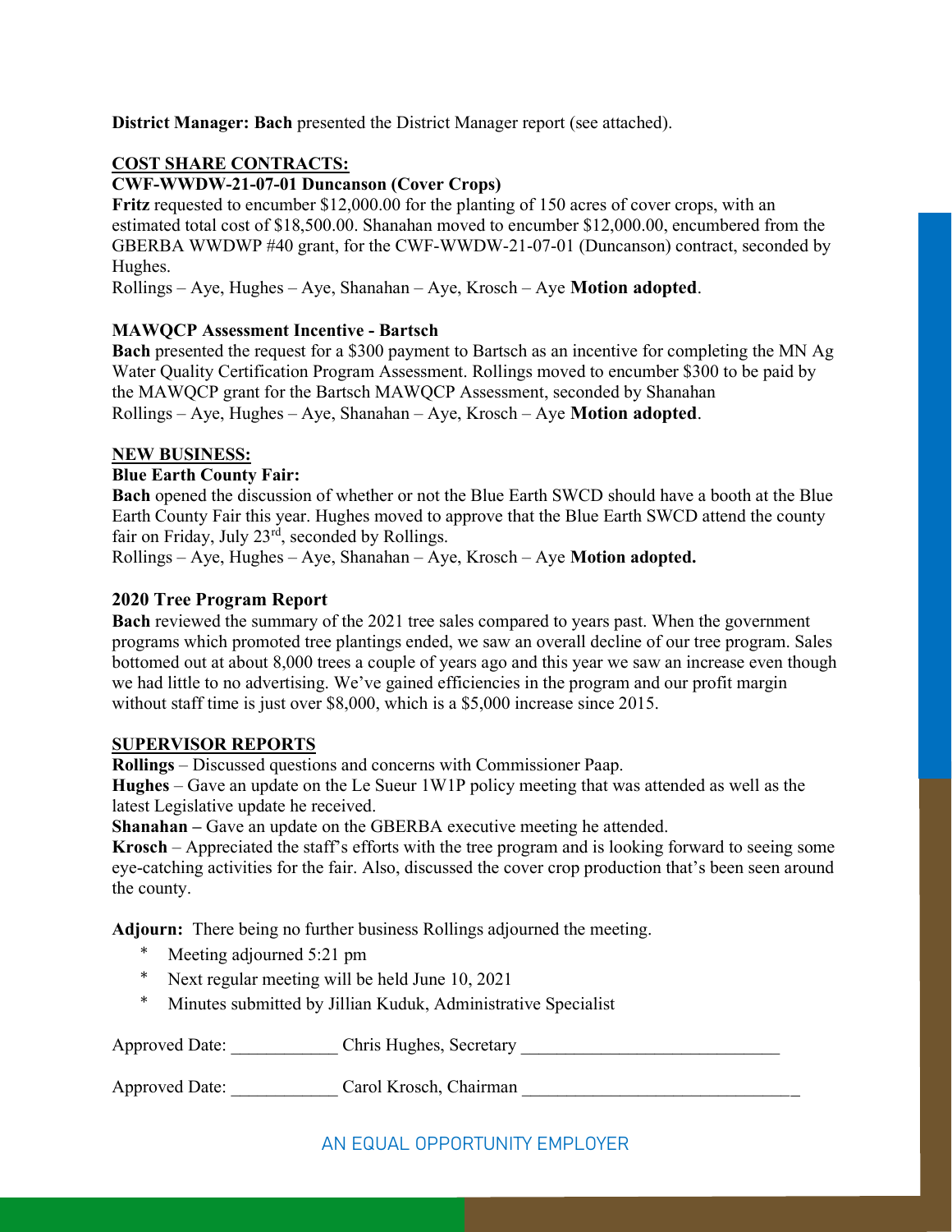**District Manager: Bach** presented the District Manager report (see attached).

## COST SHARE CONTRACTS:

### CWF-WWDW-21-07-01 Duncanson (Cover Crops)

**Fritz** requested to encumber $12,000.00 for the planting of 150 acres of cover crops, with an estimated total cost of $18,500.00. Shanahan moved to encumber $12,000.00, encumbered from the GBERBA WWDWP #40 grant, for the CWF-WWDW-21-07-01 (Duncanson) contract, seconded by Hughes.

Rollings – Aye, Hughes – Aye, Shanahan – Aye, Krosch – Aye **Motion adopted**.

### MAWQCP Assessment Incentive - Bartsch

**Bach** presented the request for a $300 payment to Bartsch as an incentive for completing the MN Ag Water Quality Certification Program Assessment. Rollings moved to encumber $300 to be paid by the MAWQCP grant for the Bartsch MAWQCP Assessment, seconded by Shanahan

Rollings – Aye, Hughes – Aye, Shanahan – Aye, Krosch – Aye **Motion adopted**.

## NEW BUSINESS:

### Blue Earth County Fair:

**Bach** opened the discussion of whether or not the Blue Earth SWCD should have a booth at the Blue Earth County Fair this year. Hughes moved to approve that the Blue Earth SWCD attend the county fair on Friday, July 23rd, seconded by Rollings.

Rollings – Aye, Hughes – Aye, Shanahan – Aye, Krosch – Aye **Motion adopted.**

### 2020 Tree Program Report

**Bach** reviewed the summary of the 2021 tree sales compared to years past. When the government programs which promoted tree plantings ended, we saw an overall decline of our tree program. Sales bottomed out at about 8,000 trees a couple of years ago and this year we saw an increase even though we had little to no advertising. We've gained efficiencies in the program and our profit margin without staff time is just over $8,000, which is a $5,000 increase since 2015.

## SUPERVISOR REPORTS

**Rollings** – Discussed questions and concerns with Commissioner Paap.

**Hughes** – Gave an update on the Le Sueur 1W1P policy meeting that was attended as well as the latest Legislative update he received.

**Shanahan –** Gave an update on the GBERBA executive meeting he attended.

**Krosch** – Appreciated the staff's efforts with the tree program and is looking forward to seeing some eye-catching activities for the fair. Also, discussed the cover crop production that's been seen around the county.

**Adjourn:** There being no further business Rollings adjourned the meeting.

- Meeting adjourned 5:21 pm
- Next regular meeting will be held June 10, 2021
- Minutes submitted by Jillian Kuduk, Administrative Specialist

Approved Date: ____________ Chris Hughes, Secretary _____________________________

Approved Date: ____________ Carol Krosch, Chairman _______________________________

AN EQUAL OPPORTUNITY EMPLOYER